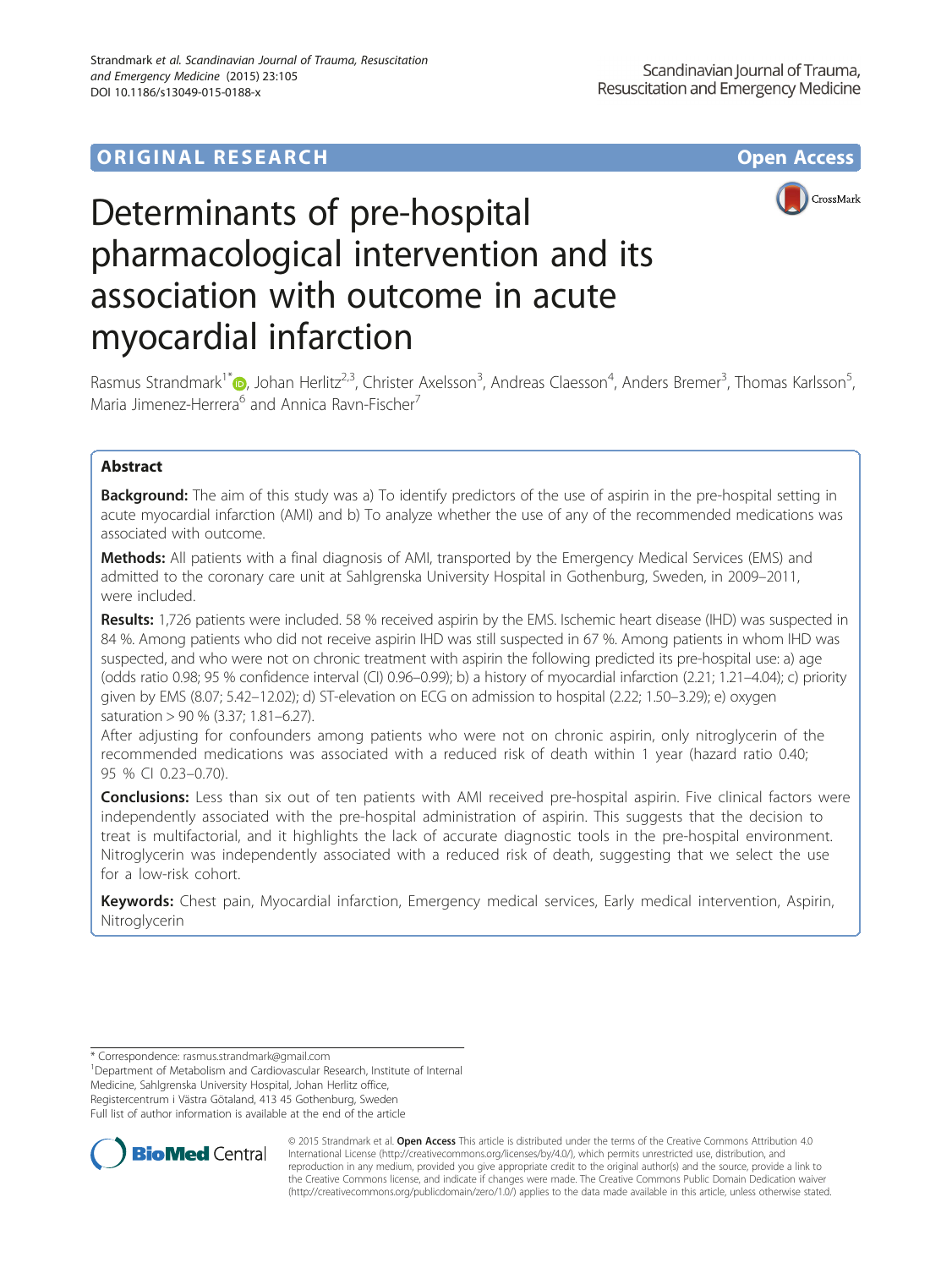**ORIGINAL RESEARCH** **Open Access**

# Determinants of pre-hospital pharmacological intervention and its association with outcome in acute myocardial infarction

Rasmus Strandmark[1*], Johan Herlitz[2,3], Christer Axelsson[3], Andreas Claesson[4], Anders Bremer[3], Thomas Karlsson[5], Maria Jimenez-Herrera[6] and Annica Ravn-Fischer[7]

## Abstract

**Background:** The aim of this study was a) To identify predictors of the use of aspirin in the pre-hospital setting in acute myocardial infarction (AMI) and b) To analyze whether the use of any of the recommended medications was associated with outcome.

**Methods:** All patients with a final diagnosis of AMI, transported by the Emergency Medical Services (EMS) and admitted to the coronary care unit at Sahlgrenska University Hospital in Gothenburg, Sweden, in 2009–2011, were included.

**Results:** 1,726 patients were included. 58 % received aspirin by the EMS. Ischemic heart disease (IHD) was suspected in 84 %. Among patients who did not receive aspirin IHD was still suspected in 67 %. Among patients in whom IHD was suspected, and who were not on chronic treatment with aspirin the following predicted its pre-hospital use: a) age (odds ratio 0.98; 95 % confidence interval (CI) 0.96–0.99); b) a history of myocardial infarction (2.21; 1.21–4.04); c) priority given by EMS (8.07; 5.42–12.02); d) ST-elevation on ECG on admission to hospital (2.22; 1.50–3.29); e) oxygen saturation > 90 % (3.37; 1.81–6.27).

After adjusting for confounders among patients who were not on chronic aspirin, only nitroglycerin of the recommended medications was associated with a reduced risk of death within 1 year (hazard ratio 0.40; 95 % CI 0.23–0.70).

**Conclusions:** Less than six out of ten patients with AMI received pre-hospital aspirin. Five clinical factors were independently associated with the pre-hospital administration of aspirin. This suggests that the decision to treat is multifactorial, and it highlights the lack of accurate diagnostic tools in the pre-hospital environment. Nitroglycerin was independently associated with a reduced risk of death, suggesting that we select the use for a low-risk cohort.

**Keywords:** Chest pain, Myocardial infarction, Emergency medical services, Early medical intervention, Aspirin, Nitroglycerin

---

* Correspondence: rasmus.strandmark@gmail.com
[1]Department of Metabolism and Cardiovascular Research, Institute of Internal Medicine, Sahlgrenska University Hospital, Johan Herlitz office, Registercentrum i Västra Götaland, 413 45 Gothenburg, Sweden
Full list of author information is available at the end of the article

© 2015 Strandmark et al. **Open Access** This article is distributed under the terms of the Creative Commons Attribution 4.0 International License (http://creativecommons.org/licenses/by/4.0/), which permits unrestricted use, distribution, and reproduction in any medium, provided you give appropriate credit to the original author(s) and the source, provide a link to the Creative Commons license, and indicate if changes were made. The Creative Commons Public Domain Dedication waiver (http://creativecommons.org/publicdomain/zero/1.0/) applies to the data made available in this article, unless otherwise stated.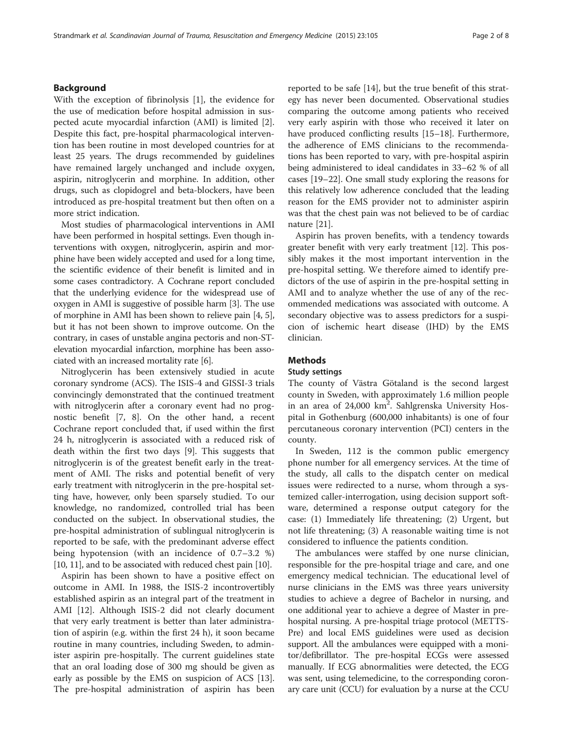## Background

With the exception of fibrinolysis [1], the evidence for the use of medication before hospital admission in suspected acute myocardial infarction (AMI) is limited [2]. Despite this fact, pre-hospital pharmacological intervention has been routine in most developed countries for at least 25 years. The drugs recommended by guidelines have remained largely unchanged and include oxygen, aspirin, nitroglycerin and morphine. In addition, other drugs, such as clopidogrel and beta-blockers, have been introduced as pre-hospital treatment but then often on a more strict indication.

Most studies of pharmacological interventions in AMI have been performed in hospital settings. Even though interventions with oxygen, nitroglycerin, aspirin and morphine have been widely accepted and used for a long time, the scientific evidence of their benefit is limited and in some cases contradictory. A Cochrane report concluded that the underlying evidence for the widespread use of oxygen in AMI is suggestive of possible harm [3]. The use of morphine in AMI has been shown to relieve pain [4, 5], but it has not been shown to improve outcome. On the contrary, in cases of unstable angina pectoris and non-ST-elevation myocardial infarction, morphine has been associated with an increased mortality rate [6].

Nitroglycerin has been extensively studied in acute coronary syndrome (ACS). The ISIS-4 and GISSI-3 trials convincingly demonstrated that the continued treatment with nitroglycerin after a coronary event had no prognostic benefit [7, 8]. On the other hand, a recent Cochrane report concluded that, if used within the first 24 h, nitroglycerin is associated with a reduced risk of death within the first two days [9]. This suggests that nitroglycerin is of the greatest benefit early in the treatment of AMI. The risks and potential benefit of very early treatment with nitroglycerin in the pre-hospital setting have, however, only been sparsely studied. To our knowledge, no randomized, controlled trial has been conducted on the subject. In observational studies, the pre-hospital administration of sublingual nitroglycerin is reported to be safe, with the predominant adverse effect being hypotension (with an incidence of 0.7–3.2 %) [10, 11], and to be associated with reduced chest pain [10].

Aspirin has been shown to have a positive effect on outcome in AMI. In 1988, the ISIS-2 incontrovertibly established aspirin as an integral part of the treatment in AMI [12]. Although ISIS-2 did not clearly document that very early treatment is better than later administration of aspirin (e.g. within the first 24 h), it soon became routine in many countries, including Sweden, to administer aspirin pre-hospitally. The current guidelines state that an oral loading dose of 300 mg should be given as early as possible by the EMS on suspicion of ACS [13]. The pre-hospital administration of aspirin has been reported to be safe [14], but the true benefit of this strategy has never been documented. Observational studies comparing the outcome among patients who received very early aspirin with those who received it later on have produced conflicting results [15–18]. Furthermore, the adherence of EMS clinicians to the recommendations has been reported to vary, with pre-hospital aspirin being administered to ideal candidates in 33–62 % of all cases [19–22]. One small study exploring the reasons for this relatively low adherence concluded that the leading reason for the EMS provider not to administer aspirin was that the chest pain was not believed to be of cardiac nature [21].

Aspirin has proven benefits, with a tendency towards greater benefit with very early treatment [12]. This possibly makes it the most important intervention in the pre-hospital setting. We therefore aimed to identify predictors of the use of aspirin in the pre-hospital setting in AMI and to analyze whether the use of any of the recommended medications was associated with outcome. A secondary objective was to assess predictors for a suspicion of ischemic heart disease (IHD) by the EMS clinician.

## Methods

### Study settings

The county of Västra Götaland is the second largest county in Sweden, with approximately 1.6 million people in an area of 24,000 km$^2$. Sahlgrenska University Hospital in Gothenburg (600,000 inhabitants) is one of four percutaneous coronary intervention (PCI) centers in the county.

In Sweden, 112 is the common public emergency phone number for all emergency services. At the time of the study, all calls to the dispatch center on medical issues were redirected to a nurse, whom through a systemized caller-interrogation, using decision support software, determined a response output category for the case: (1) Immediately life threatening; (2) Urgent, but not life threatening; (3) A reasonable waiting time is not considered to influence the patients condition.

The ambulances were staffed by one nurse clinician, responsible for the pre-hospital triage and care, and one emergency medical technician. The educational level of nurse clinicians in the EMS was three years university studies to achieve a degree of Bachelor in nursing, and one additional year to achieve a degree of Master in pre-hospital nursing. A pre-hospital triage protocol (METTS-Pre) and local EMS guidelines were used as decision support. All the ambulances were equipped with a monitor/defibrillator. The pre-hospital ECGs were assessed manually. If ECG abnormalities were detected, the ECG was sent, using telemedicine, to the corresponding coronary care unit (CCU) for evaluation by a nurse at the CCU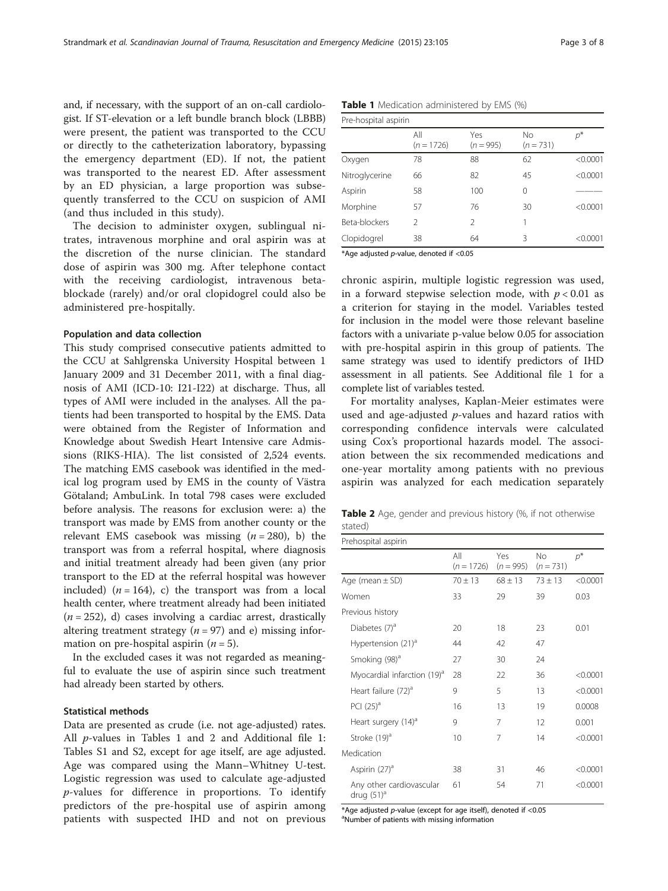and, if necessary, with the support of an on-call cardiologist. If ST-elevation or a left bundle branch block (LBBB) were present, the patient was transported to the CCU or directly to the catheterization laboratory, bypassing the emergency department (ED). If not, the patient was transported to the nearest ED. After assessment by an ED physician, a large proportion was subsequently transferred to the CCU on suspicion of AMI (and thus included in this study).

The decision to administer oxygen, sublingual nitrates, intravenous morphine and oral aspirin was at the discretion of the nurse clinician. The standard dose of aspirin was 300 mg. After telephone contact with the receiving cardiologist, intravenous beta-blockade (rarely) and/or oral clopidogrel could also be administered pre-hospitally.

### Population and data collection

This study comprised consecutive patients admitted to the CCU at Sahlgrenska University Hospital between 1 January 2009 and 31 December 2011, with a final diagnosis of AMI (ICD-10: I21-I22) at discharge. Thus, all types of AMI were included in the analyses. All the patients had been transported to hospital by the EMS. Data were obtained from the Register of Information and Knowledge about Swedish Heart Intensive care Admissions (RIKS-HIA). The list consisted of 2,524 events. The matching EMS casebook was identified in the medical log program used by EMS in the county of Västra Götaland; AmbuLink. In total 798 cases were excluded before analysis. The reasons for exclusion were: a) the transport was made by EMS from another county or the relevant EMS casebook was missing ($n = 280$), b) the transport was from a referral hospital, where diagnosis and initial treatment already had been given (any prior transport to the ED at the referral hospital was however included) ($n = 164$), c) the transport was from a local health center, where treatment already had been initiated ($n = 252$), d) cases involving a cardiac arrest, drastically altering treatment strategy ($n = 97$) and e) missing information on pre-hospital aspirin ($n = 5$).

In the excluded cases it was not regarded as meaningful to evaluate the use of aspirin since such treatment had already been started by others.

### Statistical methods

Data are presented as crude (i.e. not age-adjusted) rates. All $p$-values in Tables 1 and 2 and Additional file 1: Tables S1 and S2, except for age itself, are age adjusted. Age was compared using the Mann–Whitney U-test. Logistic regression was used to calculate age-adjusted $p$-values for difference in proportions. To identify predictors of the pre-hospital use of aspirin among patients with suspected IHD and not on previous chronic aspirin, multiple logistic regression was used, in a forward stepwise selection mode, with $p < 0.01$ as a criterion for staying in the model. Variables tested for inclusion in the model were those relevant baseline factors with a univariate p-value below 0.05 for association with pre-hospital aspirin in this group of patients. The same strategy was used to identify predictors of IHD assessment in all patients. See Additional file 1 for a complete list of variables tested.

For mortality analyses, Kaplan-Meier estimates were used and age-adjusted $p$-values and hazard ratios with corresponding confidence intervals were calculated using Cox's proportional hazards model. The association between the six recommended medications and one-year mortality among patients with no previous aspirin was analyzed for each medication separately

**Table 1** Medication administered by EMS (%)

| Pre-hospital aspirin | | | | |
|---|---|---|---|---|
| | All ($n = 1726$) | Yes ($n = 995$) | No ($n = 731$) | $p$* |
| Oxygen | 78 | 88 | 62 | <0.0001 |
| Nitroglycerine | 66 | 82 | 45 | <0.0001 |
| Aspirin | 58 | 100 | 0 | ——— |
| Morphine | 57 | 76 | 30 | <0.0001 |
| Beta-blockers | 2 | 2 | 1 | |
| Clopidogrel | 38 | 64 | 3 | <0.0001 |

*Age adjusted $p$-value, denoted if <0.05

**Table 2** Age, gender and previous history (%, if not otherwise stated)

| Prehospital aspirin | | | | |
|---|---|---|---|---|
| | All ($n = 1726$) | Yes ($n = 995$) | No ($n = 731$) | $p$* |
| Age (mean ± SD) | 70 ± 13 | 68 ± 13 | 73 ± 13 | <0.0001 |
| Women | 33 | 29 | 39 | 0.03 |
| Previous history | | | | |
| Diabetes (7)[a] | 20 | 18 | 23 | 0.01 |
| Hypertension (21)[a] | 44 | 42 | 47 | |
| Smoking (98)[a] | 27 | 30 | 24 | |
| Myocardial infarction (19)[a] | 28 | 22 | 36 | <0.0001 |
| Heart failure (72)[a] | 9 | 5 | 13 | <0.0001 |
| PCI (25)[a] | 16 | 13 | 19 | 0.0008 |
| Heart surgery (14)[a] | 9 | 7 | 12 | 0.001 |
| Stroke (19)[a] | 10 | 7 | 14 | <0.0001 |
| Medication | | | | |
| Aspirin (27)[a] | 38 | 31 | 46 | <0.0001 |
| Any other cardiovascular drug (51)[a] | 61 | 54 | 71 | <0.0001 |

*Age adjusted $p$-value (except for age itself), denoted if <0.05
[a]Number of patients with missing information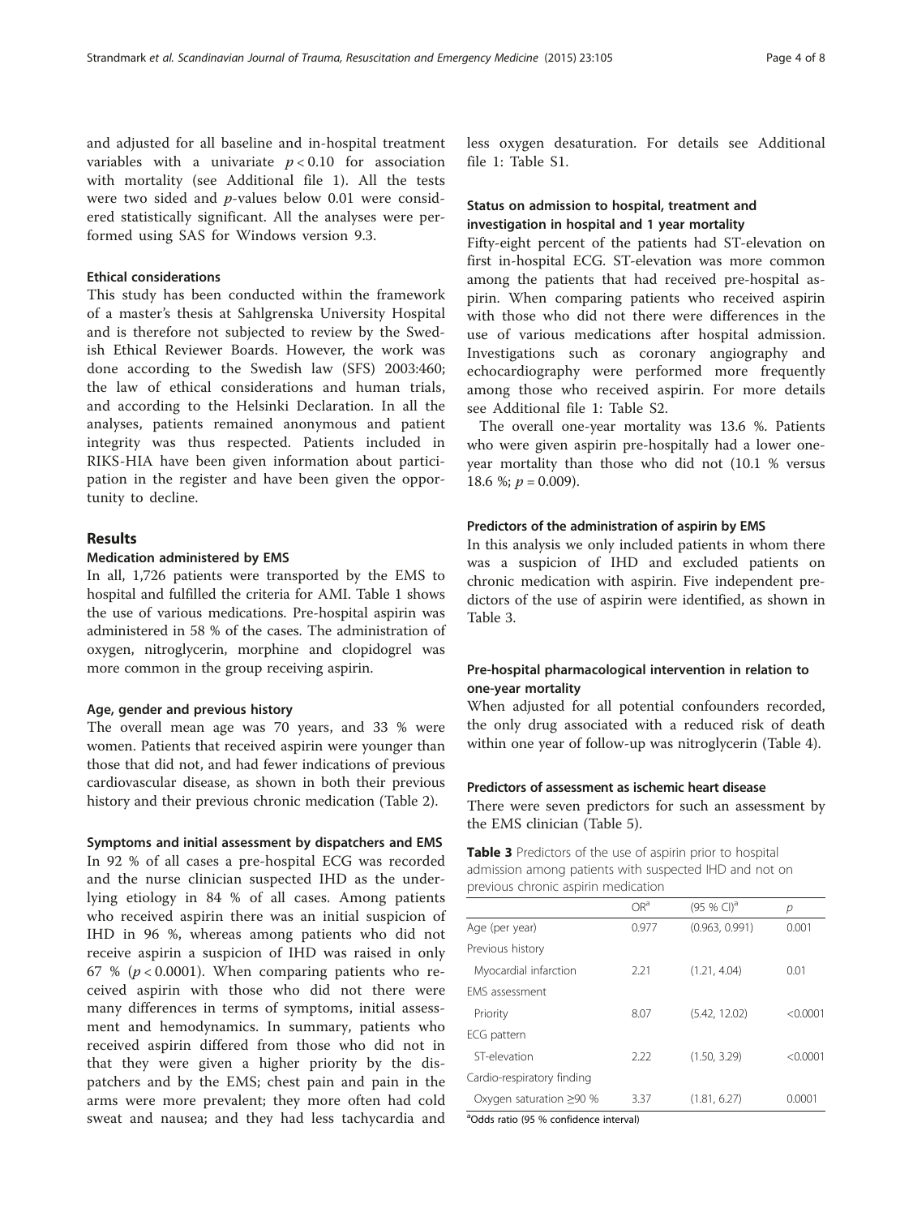and adjusted for all baseline and in-hospital treatment variables with a univariate $p < 0.10$ for association with mortality (see Additional file 1). All the tests were two sided and $p$-values below 0.01 were considered statistically significant. All the analyses were performed using SAS for Windows version 9.3.

### Ethical considerations

This study has been conducted within the framework of a master's thesis at Sahlgrenska University Hospital and is therefore not subjected to review by the Swedish Ethical Reviewer Boards. However, the work was done according to the Swedish law (SFS) 2003:460; the law of ethical considerations and human trials, and according to the Helsinki Declaration. In all the analyses, patients remained anonymous and patient integrity was thus respected. Patients included in RIKS-HIA have been given information about participation in the register and have been given the opportunity to decline.

## Results

### Medication administered by EMS

In all, 1,726 patients were transported by the EMS to hospital and fulfilled the criteria for AMI. Table 1 shows the use of various medications. Pre-hospital aspirin was administered in 58 % of the cases. The administration of oxygen, nitroglycerin, morphine and clopidogrel was more common in the group receiving aspirin.

### Age, gender and previous history

The overall mean age was 70 years, and 33 % were women. Patients that received aspirin were younger than those that did not, and had fewer indications of previous cardiovascular disease, as shown in both their previous history and their previous chronic medication (Table 2).

### Symptoms and initial assessment by dispatchers and EMS

In 92 % of all cases a pre-hospital ECG was recorded and the nurse clinician suspected IHD as the underlying etiology in 84 % of all cases. Among patients who received aspirin there was an initial suspicion of IHD in 96 %, whereas among patients who did not receive aspirin a suspicion of IHD was raised in only 67 % ($p < 0.0001$). When comparing patients who received aspirin with those who did not there were many differences in terms of symptoms, initial assessment and hemodynamics. In summary, patients who received aspirin differed from those who did not in that they were given a higher priority by the dispatchers and by the EMS; chest pain and pain in the arms were more prevalent; they more often had cold sweat and nausea; and they had less tachycardia and less oxygen desaturation. For details see Additional file 1: Table S1.

### Status on admission to hospital, treatment and investigation in hospital and 1 year mortality

Fifty-eight percent of the patients had ST-elevation on first in-hospital ECG. ST-elevation was more common among the patients that had received pre-hospital aspirin. When comparing patients who received aspirin with those who did not there were differences in the use of various medications after hospital admission. Investigations such as coronary angiography and echocardiography were performed more frequently among those who received aspirin. For more details see Additional file 1: Table S2.

The overall one-year mortality was 13.6 %. Patients who were given aspirin pre-hospitally had a lower one-year mortality than those who did not (10.1 % versus 18.6 %; $p = 0.009$).

### Predictors of the administration of aspirin by EMS

In this analysis we only included patients in whom there was a suspicion of IHD and excluded patients on chronic medication with aspirin. Five independent predictors of the use of aspirin were identified, as shown in Table 3.

### Pre-hospital pharmacological intervention in relation to one-year mortality

When adjusted for all potential confounders recorded, the only drug associated with a reduced risk of death within one year of follow-up was nitroglycerin (Table 4).

### Predictors of assessment as ischemic heart disease

There were seven predictors for such an assessment by the EMS clinician (Table 5).

**Table 3** Predictors of the use of aspirin prior to hospital admission among patients with suspected IHD and not on previous chronic aspirin medication

| | OR[a] | (95 % CI)[a] | p |
|---|---|---|---|
| Age (per year) | 0.977 | (0.963, 0.991) | 0.001 |
| Previous history | | | |
| Myocardial infarction | 2.21 | (1.21, 4.04) | 0.01 |
| EMS assessment | | | |
| Priority | 8.07 | (5.42, 12.02) | <0.0001 |
| ECG pattern | | | |
| ST-elevation | 2.22 | (1.50, 3.29) | <0.0001 |
| Cardio-respiratory finding | | | |
| Oxygen saturation ≥90 % | 3.37 | (1.81, 6.27) | 0.0001 |

[a]Odds ratio (95 % confidence interval)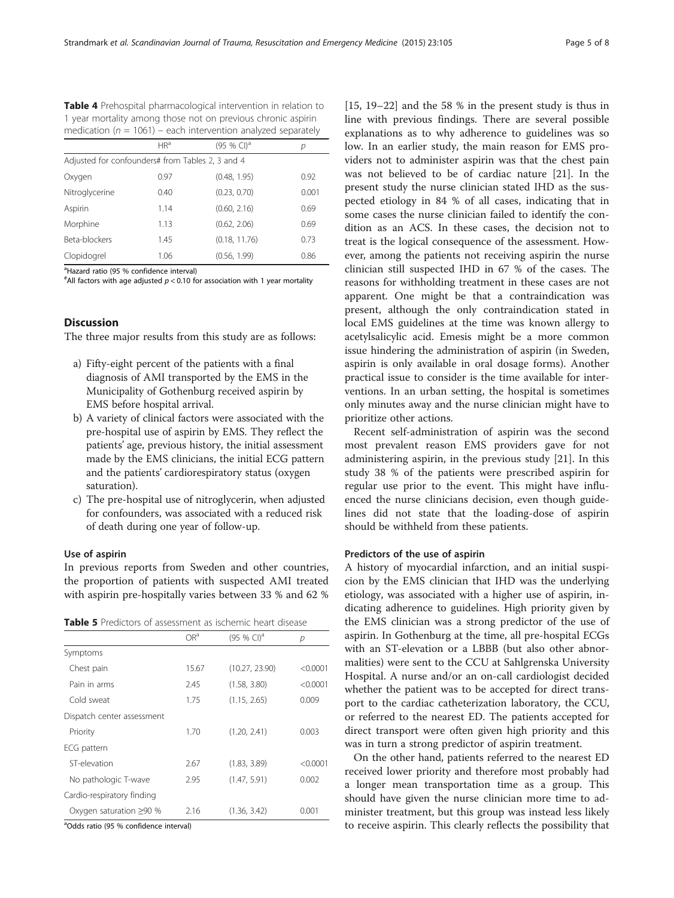**Table 4** Prehospital pharmacological intervention in relation to 1 year mortality among those not on previous chronic aspirin medication ($n = 1061$) – each intervention analyzed separately

| | HR[a] | (95 % CI)[a] | p |
|---|---|---|---|
| Adjusted for confounders# from Tables 2, 3 and 4 | | | |
| Oxygen | 0.97 | (0.48, 1.95) | 0.92 |
| Nitroglycerine | 0.40 | (0.23, 0.70) | 0.001 |
| Aspirin | 1.14 | (0.60, 2.16) | 0.69 |
| Morphine | 1.13 | (0.62, 2.06) | 0.69 |
| Beta-blockers | 1.45 | (0.18, 11.76) | 0.73 |
| Clopidogrel | 1.06 | (0.56, 1.99) | 0.86 |

[a]Hazard ratio (95 % confidence interval)
#All factors with age adjusted $p < 0.10$ for association with 1 year mortality

## Discussion

The three major results from this study are as follows:

a) Fifty-eight percent of the patients with a final diagnosis of AMI transported by the EMS in the Municipality of Gothenburg received aspirin by EMS before hospital arrival.
b) A variety of clinical factors were associated with the pre-hospital use of aspirin by EMS. They reflect the patients' age, previous history, the initial assessment made by the EMS clinicians, the initial ECG pattern and the patients' cardiorespiratory status (oxygen saturation).
c) The pre-hospital use of nitroglycerin, when adjusted for confounders, was associated with a reduced risk of death during one year of follow-up.

### Use of aspirin

In previous reports from Sweden and other countries, the proportion of patients with suspected AMI treated with aspirin pre-hospitally varies between 33 % and 62 % [15, 19–22] and the 58 % in the present study is thus in line with previous findings. There are several possible explanations as to why adherence to guidelines was so low. In an earlier study, the main reason for EMS providers not to administer aspirin was that the chest pain was not believed to be of cardiac nature [21]. In the present study the nurse clinician stated IHD as the suspected etiology in 84 % of all cases, indicating that in some cases the nurse clinician failed to identify the condition as an ACS. In these cases, the decision not to treat is the logical consequence of the assessment. However, among the patients not receiving aspirin the nurse clinician still suspected IHD in 67 % of the cases. The reasons for withholding treatment in these cases are not apparent. One might be that a contraindication was present, although the only contraindication stated in local EMS guidelines at the time was known allergy to acetylsalicylic acid. Emesis might be a more common issue hindering the administration of aspirin (in Sweden, aspirin is only available in oral dosage forms). Another practical issue to consider is the time available for interventions. In an urban setting, the hospital is sometimes only minutes away and the nurse clinician might have to prioritize other actions.

Recent self-administration of aspirin was the second most prevalent reason EMS providers gave for not administering aspirin, in the previous study [21]. In this study 38 % of the patients were prescribed aspirin for regular use prior to the event. This might have influenced the nurse clinicians decision, even though guidelines did not state that the loading-dose of aspirin should be withheld from these patients.

**Table 5** Predictors of assessment as ischemic heart disease

| | OR[a] | (95 % CI)[a] | p |
|---|---|---|---|
| Symptoms | | | |
| Chest pain | 15.67 | (10.27, 23.90) | <0.0001 |
| Pain in arms | 2.45 | (1.58, 3.80) | <0.0001 |
| Cold sweat | 1.75 | (1.15, 2.65) | 0.009 |
| Dispatch center assessment | | | |
| Priority | 1.70 | (1.20, 2.41) | 0.003 |
| ECG pattern | | | |
| ST-elevation | 2.67 | (1.83, 3.89) | <0.0001 |
| No pathologic T-wave | 2.95 | (1.47, 5.91) | 0.002 |
| Cardio-respiratory finding | | | |
| Oxygen saturation ≥90 % | 2.16 | (1.36, 3.42) | 0.001 |

[a]Odds ratio (95 % confidence interval)

### Predictors of the use of aspirin

A history of myocardial infarction, and an initial suspicion by the EMS clinician that IHD was the underlying etiology, was associated with a higher use of aspirin, indicating adherence to guidelines. High priority given by the EMS clinician was a strong predictor of the use of aspirin. In Gothenburg at the time, all pre-hospital ECGs with an ST-elevation or a LBBB (but also other abnormalities) were sent to the CCU at Sahlgrenska University Hospital. A nurse and/or an on-call cardiologist decided whether the patient was to be accepted for direct transport to the cardiac catheterization laboratory, the CCU, or referred to the nearest ED. The patients accepted for direct transport were often given high priority and this was in turn a strong predictor of aspirin treatment.

On the other hand, patients referred to the nearest ED received lower priority and therefore most probably had a longer mean transportation time as a group. This should have given the nurse clinician more time to administer treatment, but this group was instead less likely to receive aspirin. This clearly reflects the possibility that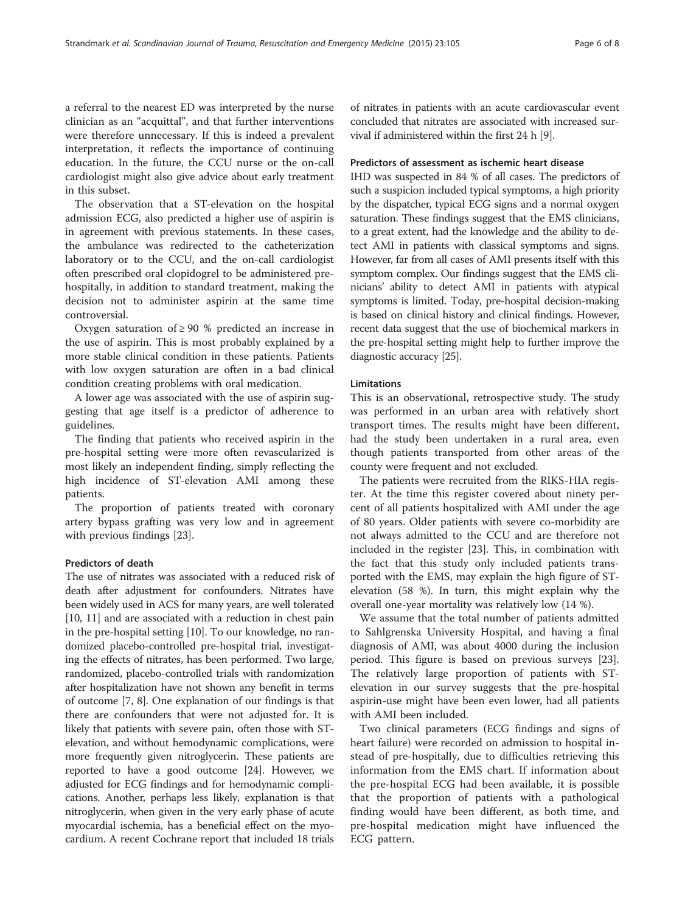a referral to the nearest ED was interpreted by the nurse clinician as an "acquittal", and that further interventions were therefore unnecessary. If this is indeed a prevalent interpretation, it reflects the importance of continuing education. In the future, the CCU nurse or the on-call cardiologist might also give advice about early treatment in this subset.

The observation that a ST-elevation on the hospital admission ECG, also predicted a higher use of aspirin is in agreement with previous statements. In these cases, the ambulance was redirected to the catheterization laboratory or to the CCU, and the on-call cardiologist often prescribed oral clopidogrel to be administered pre-hospitally, in addition to standard treatment, making the decision not to administer aspirin at the same time controversial.

Oxygen saturation of ≥ 90 % predicted an increase in the use of aspirin. This is most probably explained by a more stable clinical condition in these patients. Patients with low oxygen saturation are often in a bad clinical condition creating problems with oral medication.

A lower age was associated with the use of aspirin suggesting that age itself is a predictor of adherence to guidelines.

The finding that patients who received aspirin in the pre-hospital setting were more often revascularized is most likely an independent finding, simply reflecting the high incidence of ST-elevation AMI among these patients.

The proportion of patients treated with coronary artery bypass grafting was very low and in agreement with previous findings [23].

#### Predictors of death

The use of nitrates was associated with a reduced risk of death after adjustment for confounders. Nitrates have been widely used in ACS for many years, are well tolerated [10, 11] and are associated with a reduction in chest pain in the pre-hospital setting [10]. To our knowledge, no randomized placebo-controlled pre-hospital trial, investigating the effects of nitrates, has been performed. Two large, randomized, placebo-controlled trials with randomization after hospitalization have not shown any benefit in terms of outcome [7, 8]. One explanation of our findings is that there are confounders that were not adjusted for. It is likely that patients with severe pain, often those with ST-elevation, and without hemodynamic complications, were more frequently given nitroglycerin. These patients are reported to have a good outcome [24]. However, we adjusted for ECG findings and for hemodynamic complications. Another, perhaps less likely, explanation is that nitroglycerin, when given in the very early phase of acute myocardial ischemia, has a beneficial effect on the myocardium. A recent Cochrane report that included 18 trials of nitrates in patients with an acute cardiovascular event concluded that nitrates are associated with increased survival if administered within the first 24 h [9].

#### Predictors of assessment as ischemic heart disease

IHD was suspected in 84 % of all cases. The predictors of such a suspicion included typical symptoms, a high priority by the dispatcher, typical ECG signs and a normal oxygen saturation. These findings suggest that the EMS clinicians, to a great extent, had the knowledge and the ability to detect AMI in patients with classical symptoms and signs. However, far from all cases of AMI presents itself with this symptom complex. Our findings suggest that the EMS clinicians' ability to detect AMI in patients with atypical symptoms is limited. Today, pre-hospital decision-making is based on clinical history and clinical findings. However, recent data suggest that the use of biochemical markers in the pre-hospital setting might help to further improve the diagnostic accuracy [25].

#### Limitations

This is an observational, retrospective study. The study was performed in an urban area with relatively short transport times. The results might have been different, had the study been undertaken in a rural area, even though patients transported from other areas of the county were frequent and not excluded.

The patients were recruited from the RIKS-HIA register. At the time this register covered about ninety percent of all patients hospitalized with AMI under the age of 80 years. Older patients with severe co-morbidity are not always admitted to the CCU and are therefore not included in the register [23]. This, in combination with the fact that this study only included patients transported with the EMS, may explain the high figure of ST-elevation (58 %). In turn, this might explain why the overall one-year mortality was relatively low (14 %).

We assume that the total number of patients admitted to Sahlgrenska University Hospital, and having a final diagnosis of AMI, was about 4000 during the inclusion period. This figure is based on previous surveys [23]. The relatively large proportion of patients with ST-elevation in our survey suggests that the pre-hospital aspirin-use might have been even lower, had all patients with AMI been included.

Two clinical parameters (ECG findings and signs of heart failure) were recorded on admission to hospital instead of pre-hospitally, due to difficulties retrieving this information from the EMS chart. If information about the pre-hospital ECG had been available, it is possible that the proportion of patients with a pathological finding would have been different, as both time, and pre-hospital medication might have influenced the ECG pattern.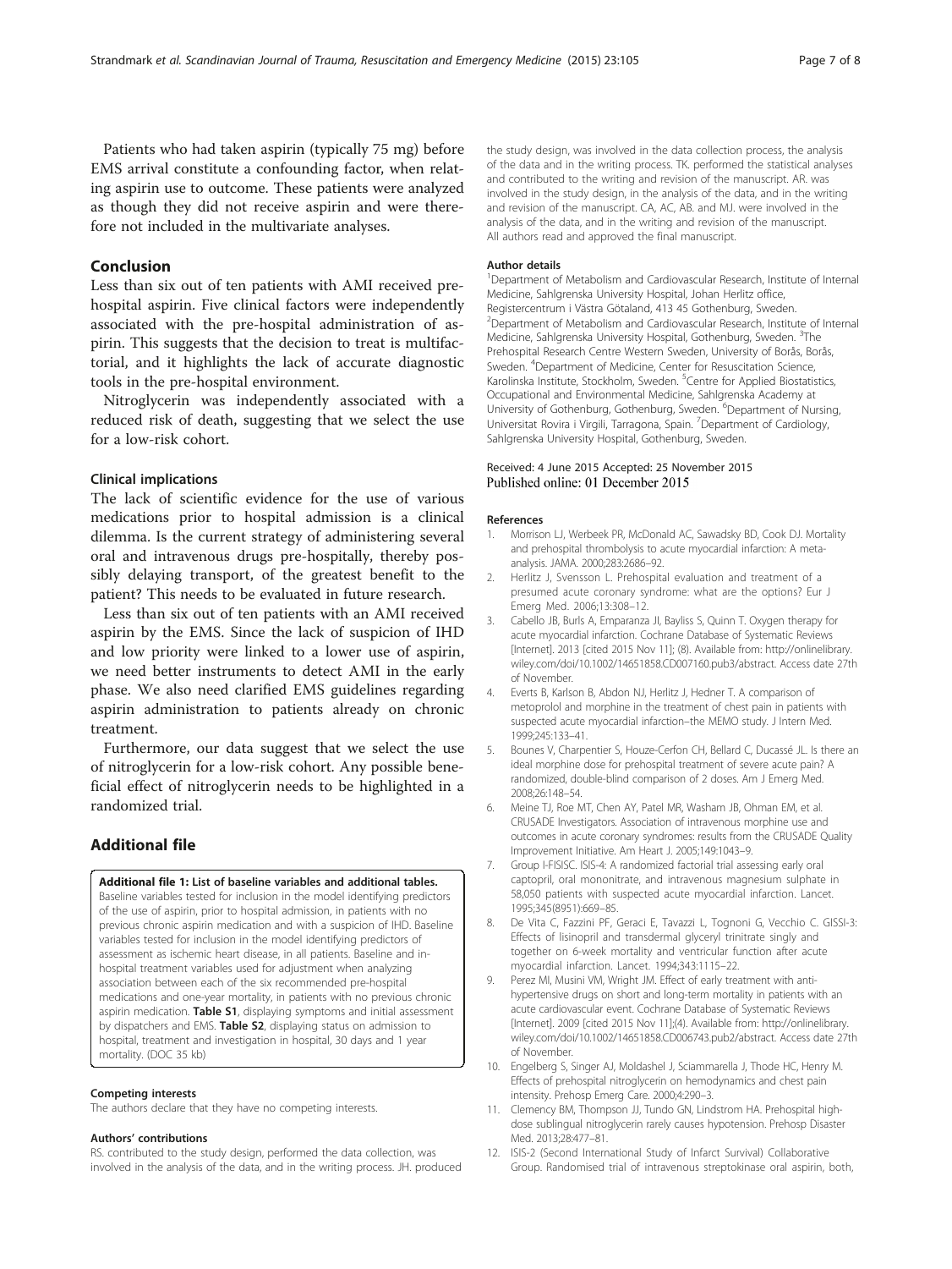Patients who had taken aspirin (typically 75 mg) before EMS arrival constitute a confounding factor, when relating aspirin use to outcome. These patients were analyzed as though they did not receive aspirin and were therefore not included in the multivariate analyses.

## Conclusion

Less than six out of ten patients with AMI received pre-hospital aspirin. Five clinical factors were independently associated with the pre-hospital administration of aspirin. This suggests that the decision to treat is multifactorial, and it highlights the lack of accurate diagnostic tools in the pre-hospital environment.

Nitroglycerin was independently associated with a reduced risk of death, suggesting that we select the use for a low-risk cohort.

### Clinical implications

The lack of scientific evidence for the use of various medications prior to hospital admission is a clinical dilemma. Is the current strategy of administering several oral and intravenous drugs pre-hospitally, thereby possibly delaying transport, of the greatest benefit to the patient? This needs to be evaluated in future research.

Less than six out of ten patients with an AMI received aspirin by the EMS. Since the lack of suspicion of IHD and low priority were linked to a lower use of aspirin, we need better instruments to detect AMI in the early phase. We also need clarified EMS guidelines regarding aspirin administration to patients already on chronic treatment.

Furthermore, our data suggest that we select the use of nitroglycerin for a low-risk cohort. Any possible beneficial effect of nitroglycerin needs to be highlighted in a randomized trial.

## Additional file

**Additional file 1: List of baseline variables and additional tables.** Baseline variables tested for inclusion in the model identifying predictors of the use of aspirin, prior to hospital admission, in patients with no previous chronic aspirin medication and with a suspicion of IHD. Baseline variables tested for inclusion in the model identifying predictors of assessment as ischemic heart disease, in all patients. Baseline and in-hospital treatment variables used for adjustment when analyzing association between each of the six recommended pre-hospital medications and one-year mortality, in patients with no previous chronic aspirin medication. **Table S1**, displaying symptoms and initial assessment by dispatchers and EMS. **Table S2**, displaying status on admission to hospital, treatment and investigation in hospital, 30 days and 1 year mortality. (DOC 35 kb)

#### Competing interests

The authors declare that they have no competing interests.

#### Authors' contributions

RS. contributed to the study design, performed the data collection, was involved in the analysis of the data, and in the writing process. JH. produced the study design, was involved in the data collection process, the analysis of the data and in the writing process. TK. performed the statistical analyses and contributed to the writing and revision of the manuscript. AR. was involved in the study design, in the analysis of the data, and in the writing and revision of the manuscript. CA, AC, AB. and MJ. were involved in the analysis of the data, and in the writing and revision of the manuscript. All authors read and approved the final manuscript.

#### Author details

[1]Department of Metabolism and Cardiovascular Research, Institute of Internal Medicine, Sahlgrenska University Hospital, Johan Herlitz office, Registercentrum i Västra Götaland, 413 45 Gothenburg, Sweden. [2]Department of Metabolism and Cardiovascular Research, Institute of Internal Medicine, Sahlgrenska University Hospital, Gothenburg, Sweden. [3]The Prehospital Research Centre Western Sweden, University of Borås, Borås, Sweden. [4]Department of Medicine, Center for Resuscitation Science, Karolinska Institute, Stockholm, Sweden. [5]Centre for Applied Biostatistics, Occupational and Environmental Medicine, Sahlgrenska Academy at University of Gothenburg, Gothenburg, Sweden. [6]Department of Nursing, Universitat Rovira i Virgili, Tarragona, Spain. [7]Department of Cardiology, Sahlgrenska University Hospital, Gothenburg, Sweden.

Received: 4 June 2015 Accepted: 25 November 2015
Published online: 01 December 2015

#### References

1. Morrison LJ, Werbeek PR, McDonald AC, Sawadsky BD, Cook DJ. Mortality and prehospital thrombolysis to acute myocardial infarction: A meta-analysis. JAMA. 2000;283:2686–92.
2. Herlitz J, Svensson L. Prehospital evaluation and treatment of a presumed acute coronary syndrome: what are the options? Eur J Emerg Med. 2006;13:308–12.
3. Cabello JB, Burls A, Emparanza JI, Bayliss S, Quinn T. Oxygen therapy for acute myocardial infarction. Cochrane Database of Systematic Reviews [Internet]. 2013 [cited 2015 Nov 11]; (8). Available from: http://onlinelibrary.wiley.com/doi/10.1002/14651858.CD007160.pub3/abstract. Access date 27th of November.
4. Everts B, Karlson B, Abdon NJ, Herlitz J, Hedner T. A comparison of metoprolol and morphine in the treatment of chest pain in patients with suspected acute myocardial infarction–the MEMO study. J Intern Med. 1999;245:133–41.
5. Bounes V, Charpentier S, Houze-Cerfon CH, Bellard C, Ducassé JL. Is there an ideal morphine dose for prehospital treatment of severe acute pain? A randomized, double-blind comparison of 2 doses. Am J Emerg Med. 2008;26:148–54.
6. Meine TJ, Roe MT, Chen AY, Patel MR, Washam JB, Ohman EM, et al. CRUSADE Investigators. Association of intravenous morphine use and outcomes in acute coronary syndromes: results from the CRUSADE Quality Improvement Initiative. Am Heart J. 2005;149:1043–9.
7. Group I-FISISC. ISIS-4: A randomized factorial trial assessing early oral captopril, oral mononitrate, and intravenous magnesium sulphate in 58,050 patients with suspected acute myocardial infarction. Lancet. 1995;345(8951):669–85.
8. De Vita C, Fazzini PF, Geraci E, Tavazzi L, Tognoni G, Vecchio C. GISSI-3: Effects of lisinopril and transdermal glyceryl trinitrate singly and together on 6-week mortality and ventricular function after acute myocardial infarction. Lancet. 1994;343:1115–22.
9. Perez MI, Musini VM, Wright JM. Effect of early treatment with anti-hypertensive drugs on short and long-term mortality in patients with an acute cardiovascular event. Cochrane Database of Systematic Reviews [Internet]. 2009 [cited 2015 Nov 11];(4). Available from: http://onlinelibrary.wiley.com/doi/10.1002/14651858.CD006743.pub2/abstract. Access date 27th of November.
10. Engelberg S, Singer AJ, Moldashel J, Sciammarella J, Thode HC, Henry M. Effects of prehospital nitroglycerin on hemodynamics and chest pain intensity. Prehosp Emerg Care. 2000;4:290–3.
11. Clemency BM, Thompson JJ, Tundo GN, Lindstrom HA. Prehospital high-dose sublingual nitroglycerin rarely causes hypotension. Prehosp Disaster Med. 2013;28:477–81.
12. ISIS-2 (Second International Study of Infarct Survival) Collaborative Group. Randomised trial of intravenous streptokinase oral aspirin, both,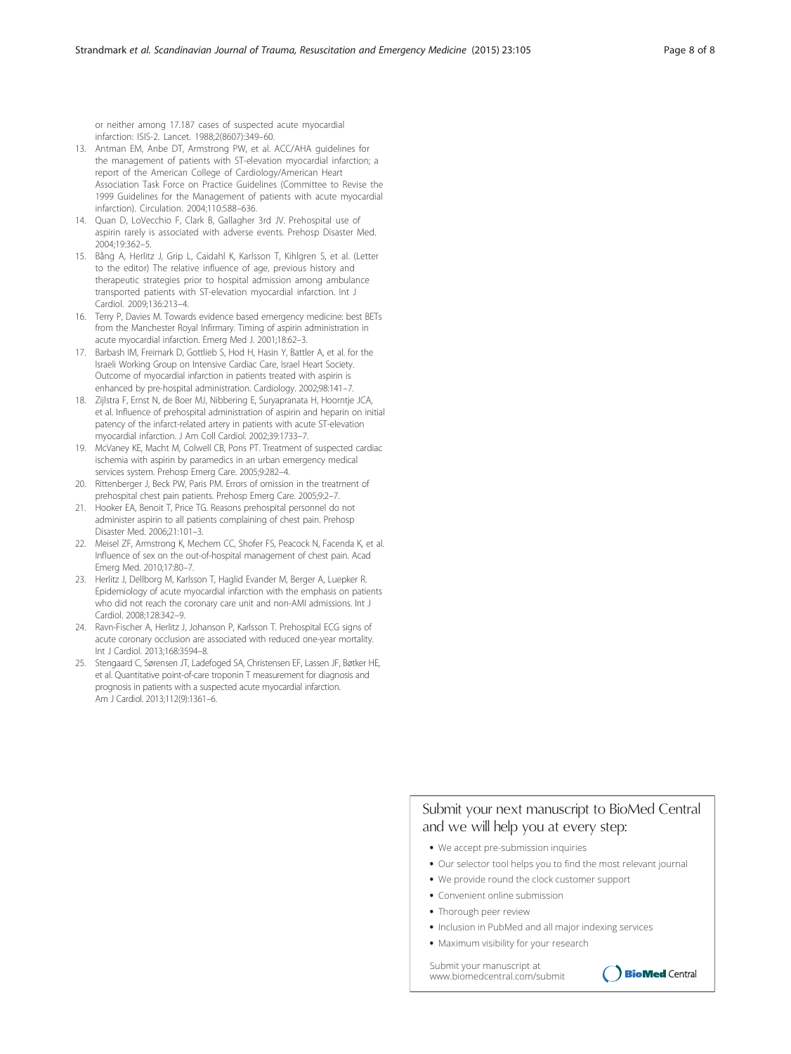or neither among 17.187 cases of suspected acute myocardial infarction: ISIS-2. Lancet. 1988;2(8607):349–60.

13. Antman EM, Anbe DT, Armstrong PW, et al. ACC/AHA guidelines for the management of patients with ST-elevation myocardial infarction; a report of the American College of Cardiology/American Heart Association Task Force on Practice Guidelines (Committee to Revise the 1999 Guidelines for the Management of patients with acute myocardial infarction). Circulation. 2004;110:588–636.
14. Quan D, LoVecchio F, Clark B, Gallagher 3rd JV. Prehospital use of aspirin rarely is associated with adverse events. Prehosp Disaster Med. 2004;19:362–5.
15. Bång A, Herlitz J, Grip L, Caidahl K, Karlsson T, Kihlgren S, et al. (Letter to the editor) The relative influence of age, previous history and therapeutic strategies prior to hospital admission among ambulance transported patients with ST-elevation myocardial infarction. Int J Cardiol. 2009;136:213–4.
16. Terry P, Davies M. Towards evidence based emergency medicine: best BETs from the Manchester Royal Infirmary. Timing of aspirin administration in acute myocardial infarction. Emerg Med J. 2001;18:62–3.
17. Barbash IM, Freimark D, Gottlieb S, Hod H, Hasin Y, Battler A, et al. for the Israeli Working Group on Intensive Cardiac Care, Israel Heart Society. Outcome of myocardial infarction in patients treated with aspirin is enhanced by pre-hospital administration. Cardiology. 2002;98:141–7.
18. Zijlstra F, Ernst N, de Boer MJ, Nibbering E, Suryapranata H, Hoorntje JCA, et al. Influence of prehospital administration of aspirin and heparin on initial patency of the infarct-related artery in patients with acute ST-elevation myocardial infarction. J Am Coll Cardiol. 2002;39:1733–7.
19. McVaney KE, Macht M, Colwell CB, Pons PT. Treatment of suspected cardiac ischemia with aspirin by paramedics in an urban emergency medical services system. Prehosp Emerg Care. 2005;9:282–4.
20. Rittenberger J, Beck PW, Paris PM. Errors of omission in the treatment of prehospital chest pain patients. Prehosp Emerg Care. 2005;9:2–7.
21. Hooker EA, Benoit T, Price TG. Reasons prehospital personnel do not administer aspirin to all patients complaining of chest pain. Prehosp Disaster Med. 2006;21:101–3.
22. Meisel ZF, Armstrong K, Mechem CC, Shofer FS, Peacock N, Facenda K, et al. Influence of sex on the out-of-hospital management of chest pain. Acad Emerg Med. 2010;17:80–7.
23. Herlitz J, Dellborg M, Karlsson T, Haglid Evander M, Berger A, Luepker R. Epidemiology of acute myocardial infarction with the emphasis on patients who did not reach the coronary care unit and non-AMI admissions. Int J Cardiol. 2008;128:342–9.
24. Ravn-Fischer A, Herlitz J, Johanson P, Karlsson T. Prehospital ECG signs of acute coronary occlusion are associated with reduced one-year mortality. Int J Cardiol. 2013;168:3594–8.
25. Stengaard C, Sørensen JT, Ladefoged SA, Christensen EF, Lassen JF, Bøtker HE, et al. Quantitative point-of-care troponin T measurement for diagnosis and prognosis in patients with a suspected acute myocardial infarction. Am J Cardiol. 2013;112(9):1361–6.

Submit your next manuscript to BioMed Central and we will help you at every step:

- We accept pre-submission inquiries
- Our selector tool helps you to find the most relevant journal
- We provide round the clock customer support
- Convenient online submission
- Thorough peer review
- Inclusion in PubMed and all major indexing services
- Maximum visibility for your research

Submit your manuscript at
www.biomedcentral.com/submit

BioMed Central